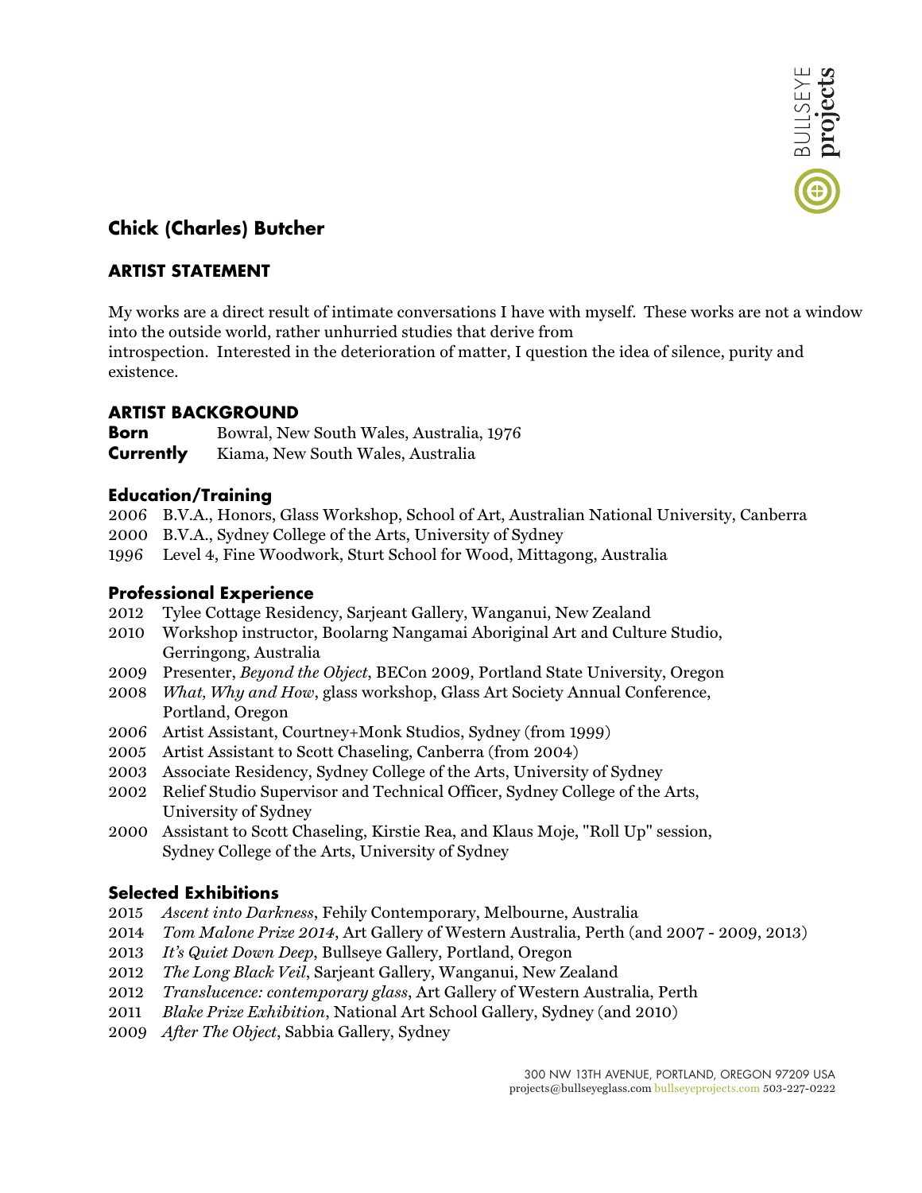# Chick (Charles) Butcher

## ARTIST STATEMENT

My works are a direct result of intimate conversations I have with myself. These works are not a window into the outside world, rather unhurried studies that derive from introspection. Interested in the deterioration of matter, I question the idea of silence, purity and existence.

## ARTIST BACKGROUND

**Born** Bowral, New South Wales, Australia, 1976
**Currently** Kiama, New South Wales, Australia

### Education/Training

2006 B.V.A., Honors, Glass Workshop, School of Art, Australian National University, Canberra
2000 B.V.A., Sydney College of the Arts, University of Sydney
1996 Level 4, Fine Woodwork, Sturt School for Wood, Mittagong, Australia

### Professional Experience

2012 Tylee Cottage Residency, Sarjeant Gallery, Wanganui, New Zealand
2010 Workshop instructor, Boolarng Nangamai Aboriginal Art and Culture Studio, Gerringong, Australia
2009 Presenter, *Beyond the Object*, BECon 2009, Portland State University, Oregon
2008 *What, Why and How*, glass workshop, Glass Art Society Annual Conference, Portland, Oregon
2006 Artist Assistant, Courtney+Monk Studios, Sydney (from 1999)
2005 Artist Assistant to Scott Chaseling, Canberra (from 2004)
2003 Associate Residency, Sydney College of the Arts, University of Sydney
2002 Relief Studio Supervisor and Technical Officer, Sydney College of the Arts, University of Sydney
2000 Assistant to Scott Chaseling, Kirstie Rea, and Klaus Moje, "Roll Up" session, Sydney College of the Arts, University of Sydney

### Selected Exhibitions

2015 *Ascent into Darkness*, Fehily Contemporary, Melbourne, Australia
2014 *Tom Malone Prize 2014*, Art Gallery of Western Australia, Perth (and 2007 - 2009, 2013)
2013 *It's Quiet Down Deep*, Bullseye Gallery, Portland, Oregon
2012 *The Long Black Veil*, Sarjeant Gallery, Wanganui, New Zealand
2012 *Translucence: contemporary glass*, Art Gallery of Western Australia, Perth
2011 *Blake Prize Exhibition*, National Art School Gallery, Sydney (and 2010)
2009 *After The Object*, Sabbia Gallery, Sydney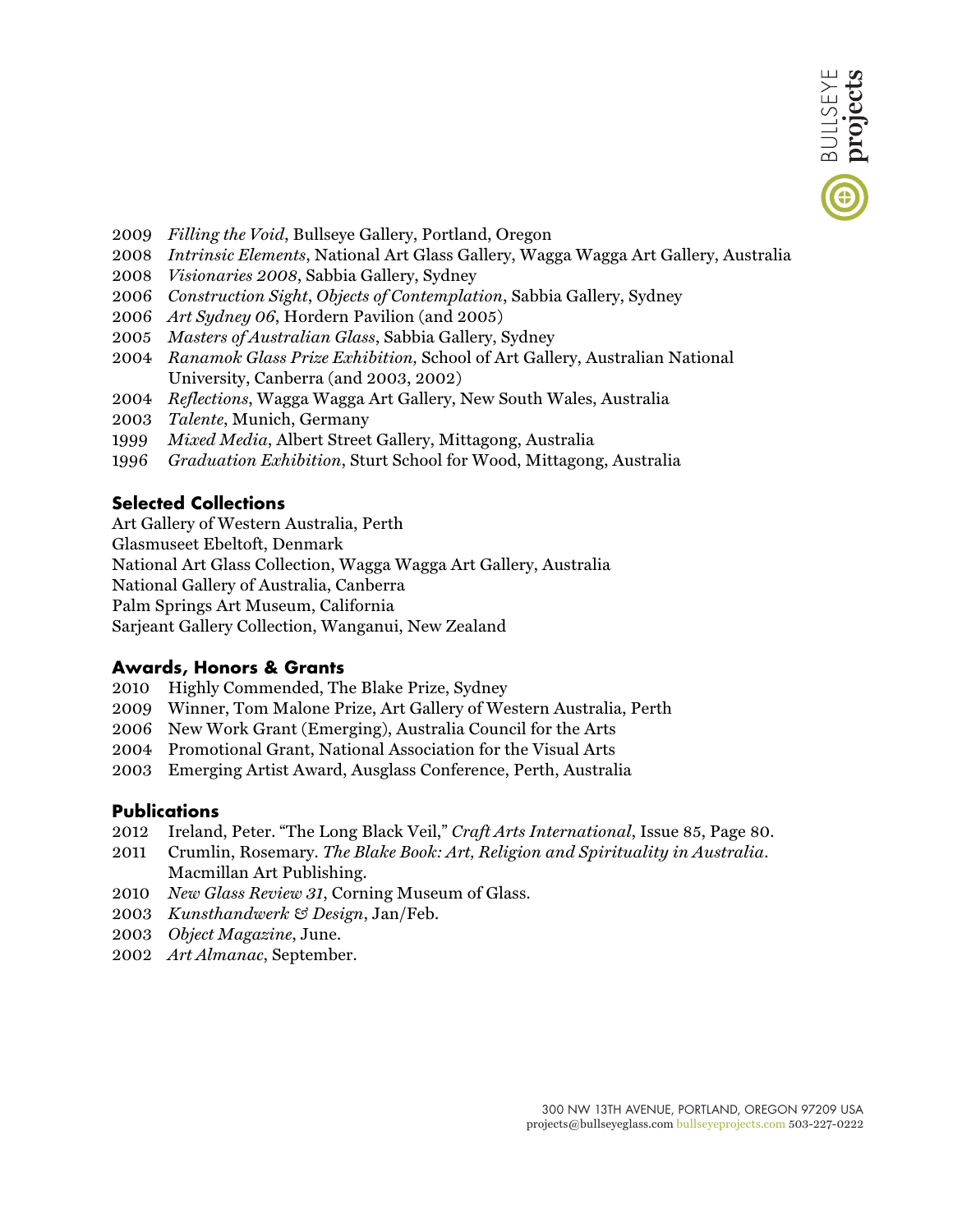2009 *Filling the Void*, Bullseye Gallery, Portland, Oregon
2008 *Intrinsic Elements*, National Art Glass Gallery, Wagga Wagga Art Gallery, Australia
2008 *Visionaries 2008*, Sabbia Gallery, Sydney
2006 *Construction Sight*, *Objects of Contemplation*, Sabbia Gallery, Sydney
2006 *Art Sydney 06*, Hordern Pavilion (and 2005)
2005 *Masters of Australian Glass*, Sabbia Gallery, Sydney
2004 *Ranamok Glass Prize Exhibition,* School of Art Gallery, Australian National University, Canberra (and 2003, 2002)
2004 *Reflections*, Wagga Wagga Art Gallery, New South Wales, Australia
2003 *Talente*, Munich, Germany
1999 *Mixed Media*, Albert Street Gallery, Mittagong, Australia
1996 *Graduation Exhibition*, Sturt School for Wood, Mittagong, Australia

## Selected Collections

Art Gallery of Western Australia, Perth
Glasmuseet Ebeltoft, Denmark
National Art Glass Collection, Wagga Wagga Art Gallery, Australia
National Gallery of Australia, Canberra
Palm Springs Art Museum, California
Sarjeant Gallery Collection, Wanganui, New Zealand

## Awards, Honors & Grants

2010 Highly Commended, The Blake Prize, Sydney
2009 Winner, Tom Malone Prize, Art Gallery of Western Australia, Perth
2006 New Work Grant (Emerging), Australia Council for the Arts
2004 Promotional Grant, National Association for the Visual Arts
2003 Emerging Artist Award, Ausglass Conference, Perth, Australia

## Publications

2012 Ireland, Peter. "The Long Black Veil," *Craft Arts International*, Issue 85, Page 80.
2011 Crumlin, Rosemary. *The Blake Book: Art, Religion and Spirituality in Australia*. Macmillan Art Publishing.
2010 *New Glass Review 31*, Corning Museum of Glass.
2003 *Kunsthandwerk & Design*, Jan/Feb.
2003 *Object Magazine*, June.
2002 *Art Almanac*, September.